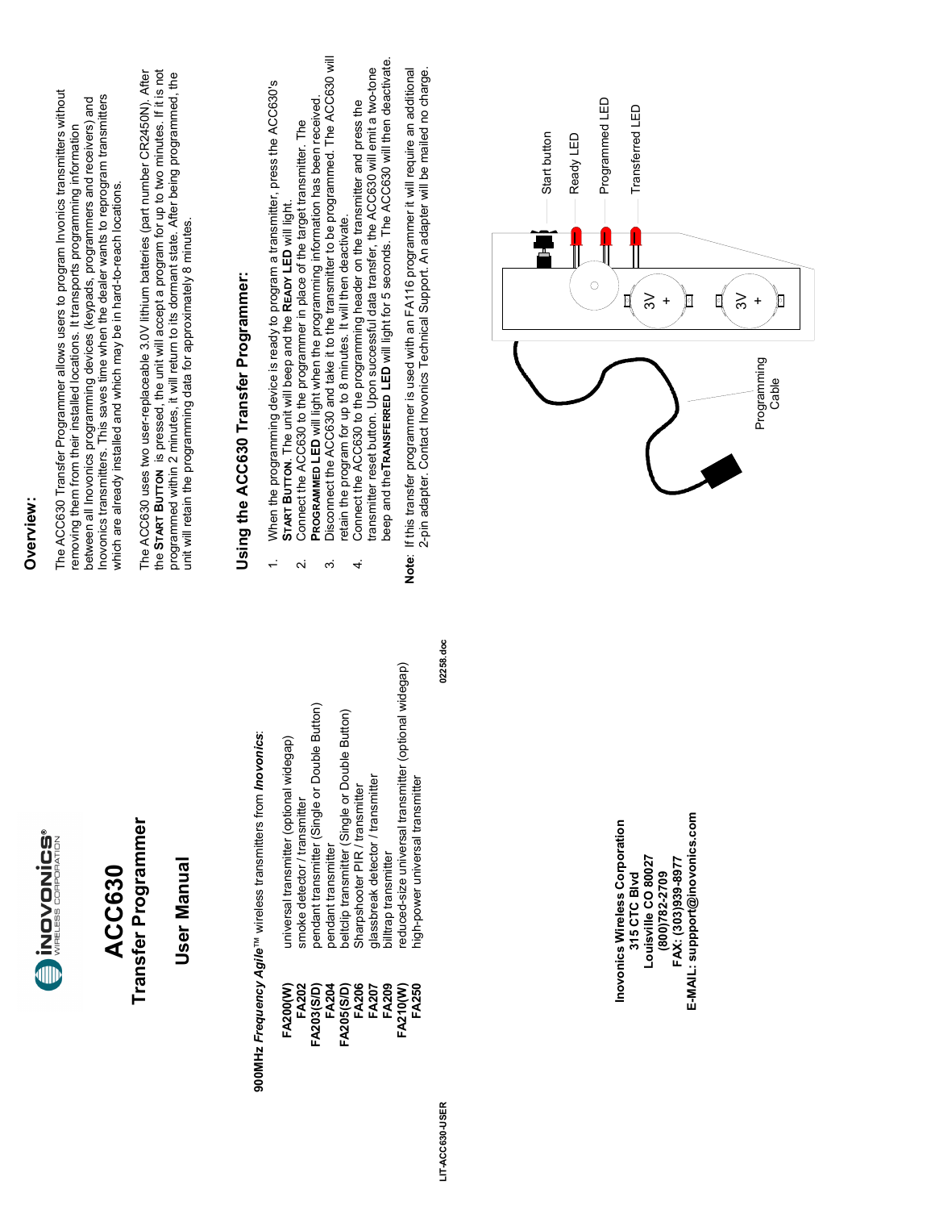# ACC630

## Transfer Programmer

## User Manual

**900MHz *Frequency Agile*™** wireless transmitters from ***Inovonics***:

| | |
|---|---|
| **FA200(W)** | universal transmitter (optional widegap) |
| **FA202** | smoke detector / transmitter |
| **FA203(S/D)** | pendant transmitter (Single or Double Button) |
| **FA204** | pendant transmitter |
| **FA205(S/D)** | beltclip transmitter (Single or Double Button) |
| **FA206** | Sharpshooter PIR / transmitter |
| **FA207** | glassbreak detector / transmitter |
| **FA209** | billtrap transmitter |
| **FA210(W)** | reduced-size universal transmitter (optional widegap) |
| **FA250** | high-power universal transmitter |

**Inovonics Wireless Corporation**
**315 CTC Blvd**
**Louisville CO 80027**
**(800)782-2709**
**FAX: (303)939-8977**
**E-MAIL: suppport@inovonics.com**

## Overview:

The ACC630 Transfer Programmer allows users to program Inovonics transmitters without removing them from their installed locations. It transports programming information between all Inovonics programming devices (keypads, programmers and receivers) and Inovonics transmitters. This saves time when the dealer wants to reprogram transmitters which are already installed and which may be in hard-to-reach locations.

The ACC630 uses two user-replaceable 3.0V lithium batteries (part number CR2450N). After the **START BUTTON** is pressed, the unit will accept a program for up to two minutes. If it is not programmed within 2 minutes, it will return to its dormant state. After being programmed, the unit will retain the programming data for approximately 8 minutes.

## Using the ACC630 Transfer Programmer:

1. When the programming device is ready to program a transmitter, press the ACC630's **START BUTTON**. The unit will beep and the **READY LED** will light.
2. Connect the ACC630 to the programmer in place of the target transmitter. The **PROGRAMMED LED** will light when the programming information has been received.
3. Disconnect the ACC630 and take it to the transmitter to be programmed. The ACC630 will retain the program for up to 8 minutes. It will then deactivate.
4. Connect the ACC630 to the programming header on the transmitter and press the transmitter reset button. Upon successful data transfer, the ACC630 will emit a two-tone beep and the**TRANSFERRED LED** will light for 5 seconds. The ACC630 will then deactivate.

**Note**: If this transfer programmer is used with an FA116 programmer it will require an additional 2-pin adapter. Contact Inovonics Technical Support. An adapter will be mailed no charge.

Start button
Ready LED
Programmed LED
Transferred LED
3V +
3V +
Programming Cable

LIT-ACC630-USER
02258.doc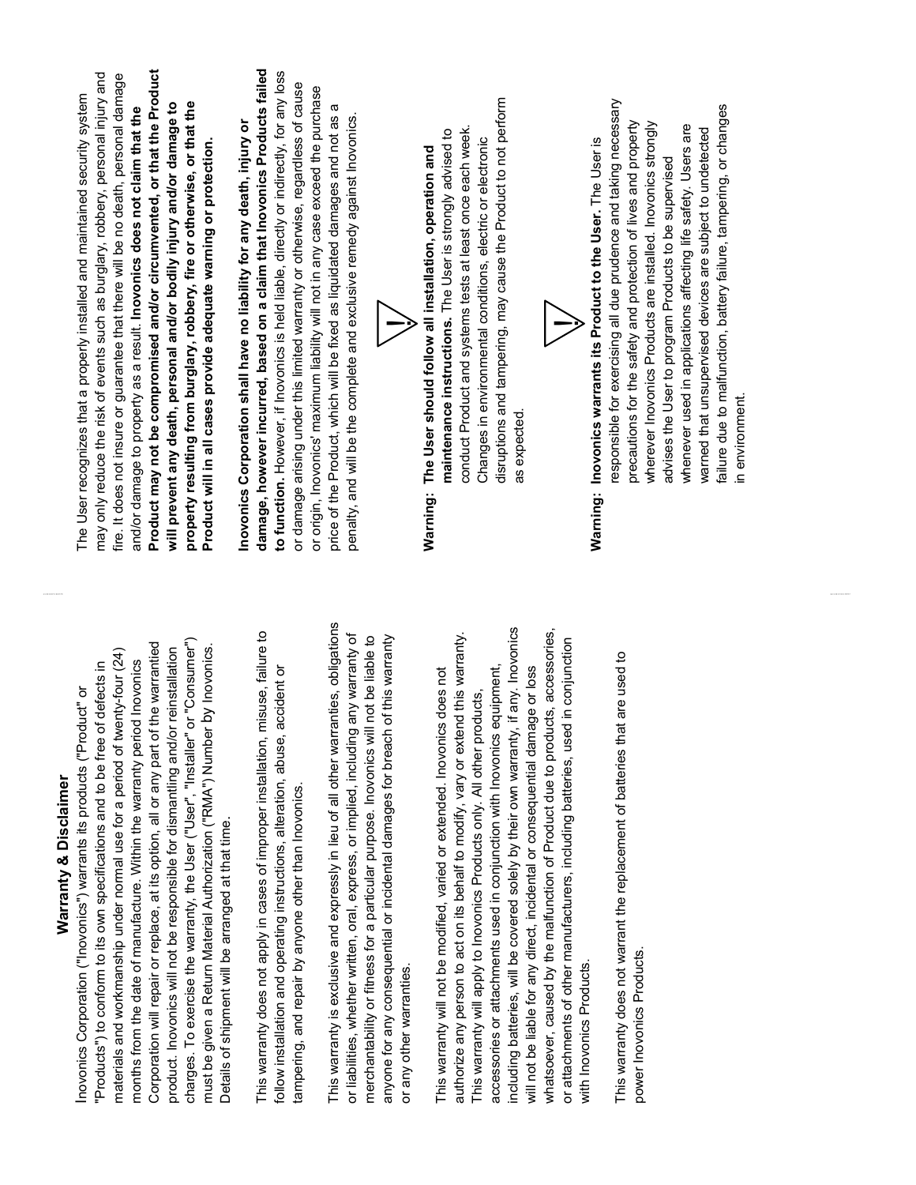## Warranty & Disclaimer

Inovonics Corporation ("Inovonics") warrants its products ("Product" or "Products") to conform to its own specifications and to be free of defects in materials and workmanship under normal use for a period of twenty-four (24) months from the date of manufacture. Within the warranty period Inovonics Corporation will repair or replace, at its option, all or any part of the warrantied product. Inovonics will not be responsible for dismantling and/or reinstallation charges. To exercise the warranty, the User ("User", "Installer" or "Consumer") must be given a Return Material Authorization ("RMA") Number by Inovonics. Details of shipment will be arranged at that time.

This warranty does not apply in cases of improper installation, misuse, failure to follow installation and operating instructions, alteration, abuse, accident or tampering, and repair by anyone other than Inovonics.

This warranty is exclusive and expressly in lieu of all other warranties, obligations or liabilities, whether written, oral, express, or implied, including any warranty of merchantability or fitness for a particular purpose. Inovonics will not be liable to anyone for any consequential or incidental damages for breach of this warranty or any other warranties.

This warranty will not be modified, varied or extended. Inovonics does not authorize any person to act on its behalf to modify, vary or extend this warranty. This warranty will apply to Inovonics Products only. All other products, accessories or attachments used in conjunction with Inovonics equipment, including batteries, will be covered solely by their own warranty, if any. Inovonics will not be liable for any direct, incidental or consequential damage or loss whatsoever, caused by the malfunction of Product due to products, accessories, or attachments of other manufacturers, including batteries, used in conjunction with Inovonics Products.

This warranty does not warrant the replacement of batteries that are used to power Inovonics Products.

The User recognizes that a properly installed and maintained security system may only reduce the risk of events such as burglary, robbery, personal injury and fire. It does not insure or guarantee that there will be no death, personal damage and/or damage to property as a result. **Inovonics does not claim that the Product may not be compromised and/or circumvented, or that the Product will prevent any death, personal and/or bodily injury and/or damage to property resulting from burglary, robbery, fire or otherwise, or that the Product will in all cases provide adequate warning or protection.**

**Inovonics Corporation shall have no liability for any death, injury or damage, however incurred, based on a claim that Inovonics Products failed to function.** However, if Inovonics is held liable, directly or indirectly, for any loss or damage arising under this limited warranty or otherwise, regardless of cause or origin, Inovonics' maximum liability will not in any case exceed the purchase price of the Product, which will be fixed as liquidated damages and not as a penalty, and will be the complete and exclusive remedy against Inovonics.

**Warning: The User should follow all installation, operation and maintenance instructions.** The User is strongly advised to conduct Product and systems tests at least once each week. Changes in environmental conditions, electric or electronic disruptions and tampering, may cause the Product to not perform as expected.

**Warning: Inovonics warrants its Product to the User.** The User is responsible for exercising all due prudence and taking necessary precautions for the safety and protection of lives and property wherever Inovonics Products are installed. Inovonics strongly advises the User to program Products to be supervised whenever used in applications affecting life safety. Users are warned that unsupervised devices are subject to undetected failure due to malfunction, battery failure, tampering, or changes in environment.